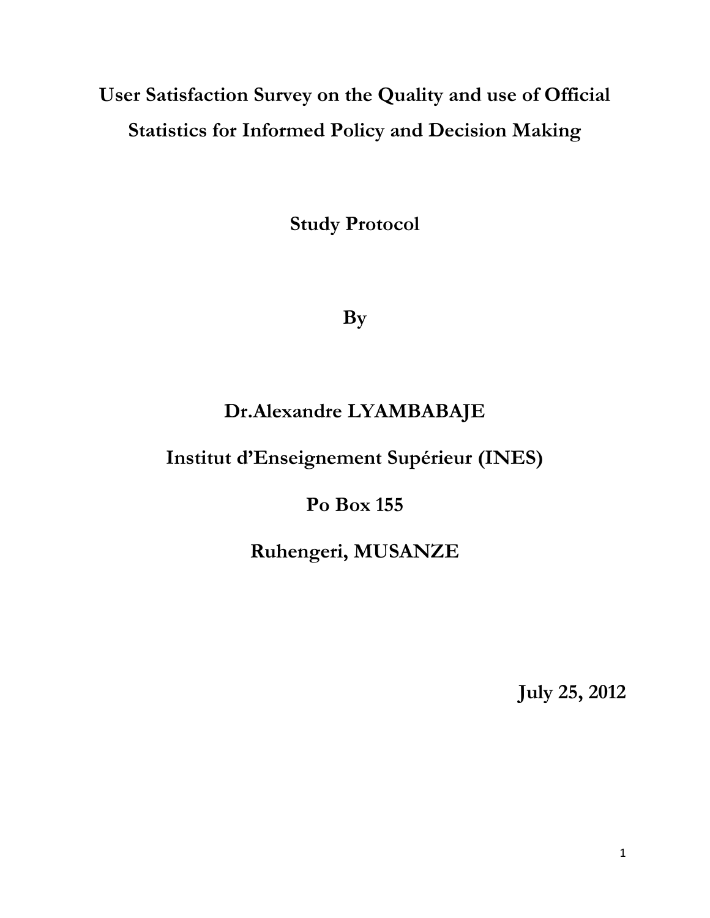# User Satisfaction Survey on the Quality and use of Official Statistics for Informed Policy and Decision Making

**Study Protocol**

**By**

**Dr.Alexandre LYAMBABAJE**

**Institut d'Enseignement Supérieur (INES)**

**Po Box 155**

**Ruhengeri, MUSANZE**

**July 25, 2012**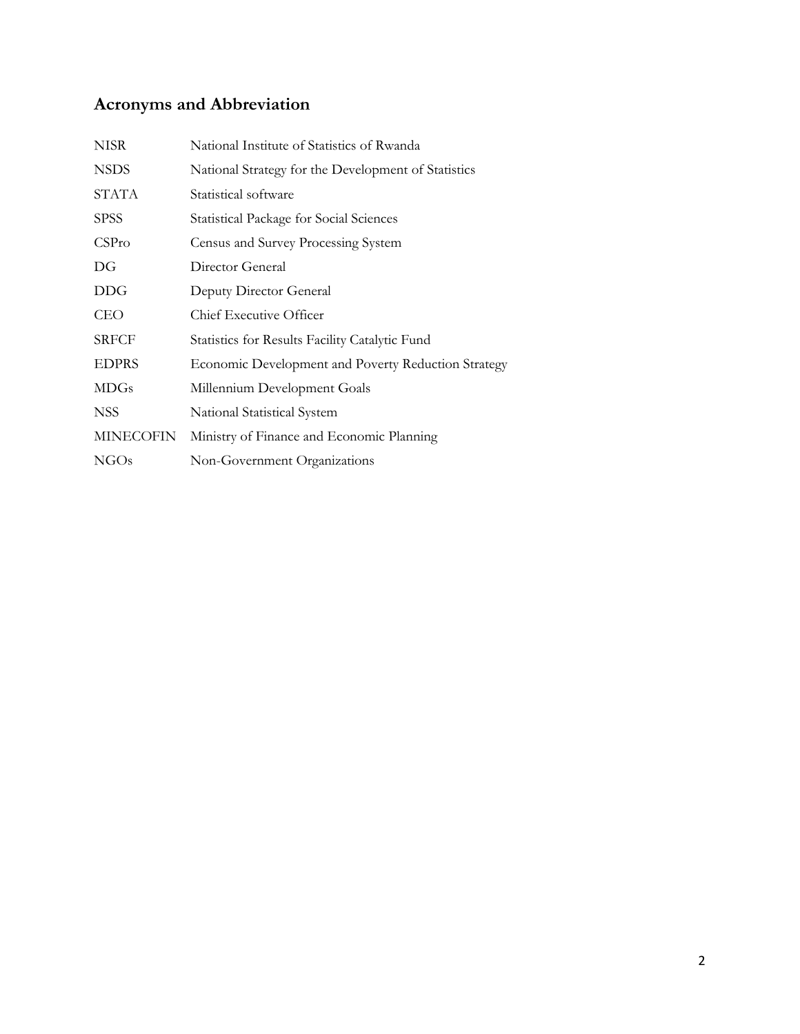## Acronyms and Abbreviation

| | |
|---|---|
| NISR | National Institute of Statistics of Rwanda |
| NSDS | National Strategy for the Development of Statistics |
| STATA | Statistical software |
| SPSS | Statistical Package for Social Sciences |
| CSPro | Census and Survey Processing System |
| DG | Director General |
| DDG | Deputy Director General |
| CEO | Chief Executive Officer |
| SRFCF | Statistics for Results Facility Catalytic Fund |
| EDPRS | Economic Development and Poverty Reduction Strategy |
| MDGs | Millennium Development Goals |
| NSS | National Statistical System |
| MINECOFIN | Ministry of Finance and Economic Planning |
| NGOs | Non-Government Organizations |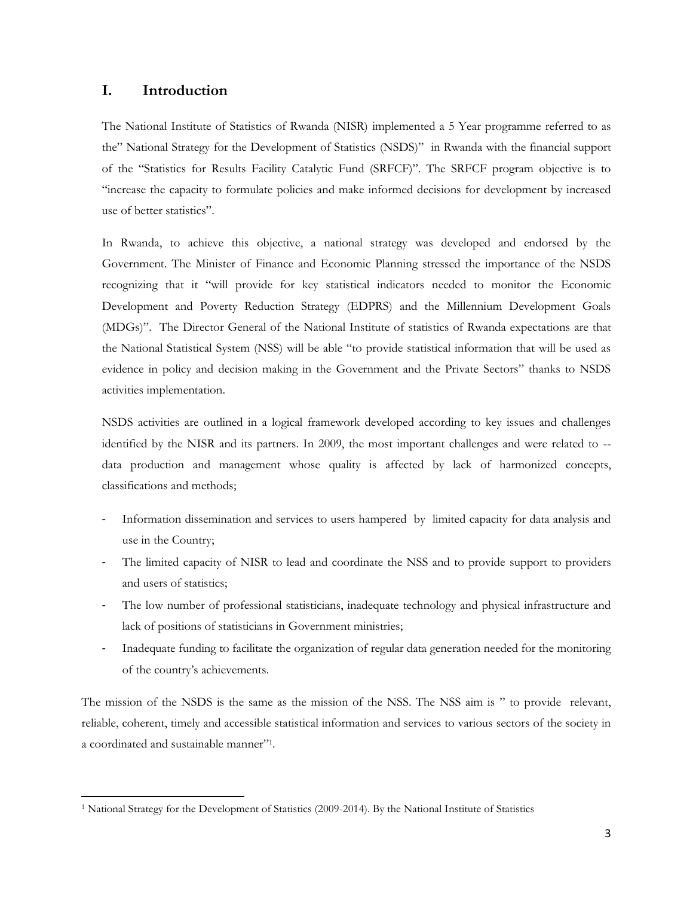# I. Introduction

The National Institute of Statistics of Rwanda (NISR) implemented a 5 Year programme referred to as the" National Strategy for the Development of Statistics (NSDS)" in Rwanda with the financial support of the "Statistics for Results Facility Catalytic Fund (SRFCF)". The SRFCF program objective is to "increase the capacity to formulate policies and make informed decisions for development by increased use of better statistics".

In Rwanda, to achieve this objective, a national strategy was developed and endorsed by the Government. The Minister of Finance and Economic Planning stressed the importance of the NSDS recognizing that it "will provide for key statistical indicators needed to monitor the Economic Development and Poverty Reduction Strategy (EDPRS) and the Millennium Development Goals (MDGs)". The Director General of the National Institute of statistics of Rwanda expectations are that the National Statistical System (NSS) will be able "to provide statistical information that will be used as evidence in policy and decision making in the Government and the Private Sectors" thanks to NSDS activities implementation.

NSDS activities are outlined in a logical framework developed according to key issues and challenges identified by the NISR and its partners. In 2009, the most important challenges and were related to -- data production and management whose quality is affected by lack of harmonized concepts, classifications and methods;

- Information dissemination and services to users hampered by limited capacity for data analysis and use in the Country;
- The limited capacity of NISR to lead and coordinate the NSS and to provide support to providers and users of statistics;
- The low number of professional statisticians, inadequate technology and physical infrastructure and lack of positions of statisticians in Government ministries;
- Inadequate funding to facilitate the organization of regular data generation needed for the monitoring of the country's achievements.

The mission of the NSDS is the same as the mission of the NSS. The NSS aim is " to provide relevant, reliable, coherent, timely and accessible statistical information and services to various sectors of the society in a coordinated and sustainable manner"[1].

[1] National Strategy for the Development of Statistics (2009-2014). By the National Institute of Statistics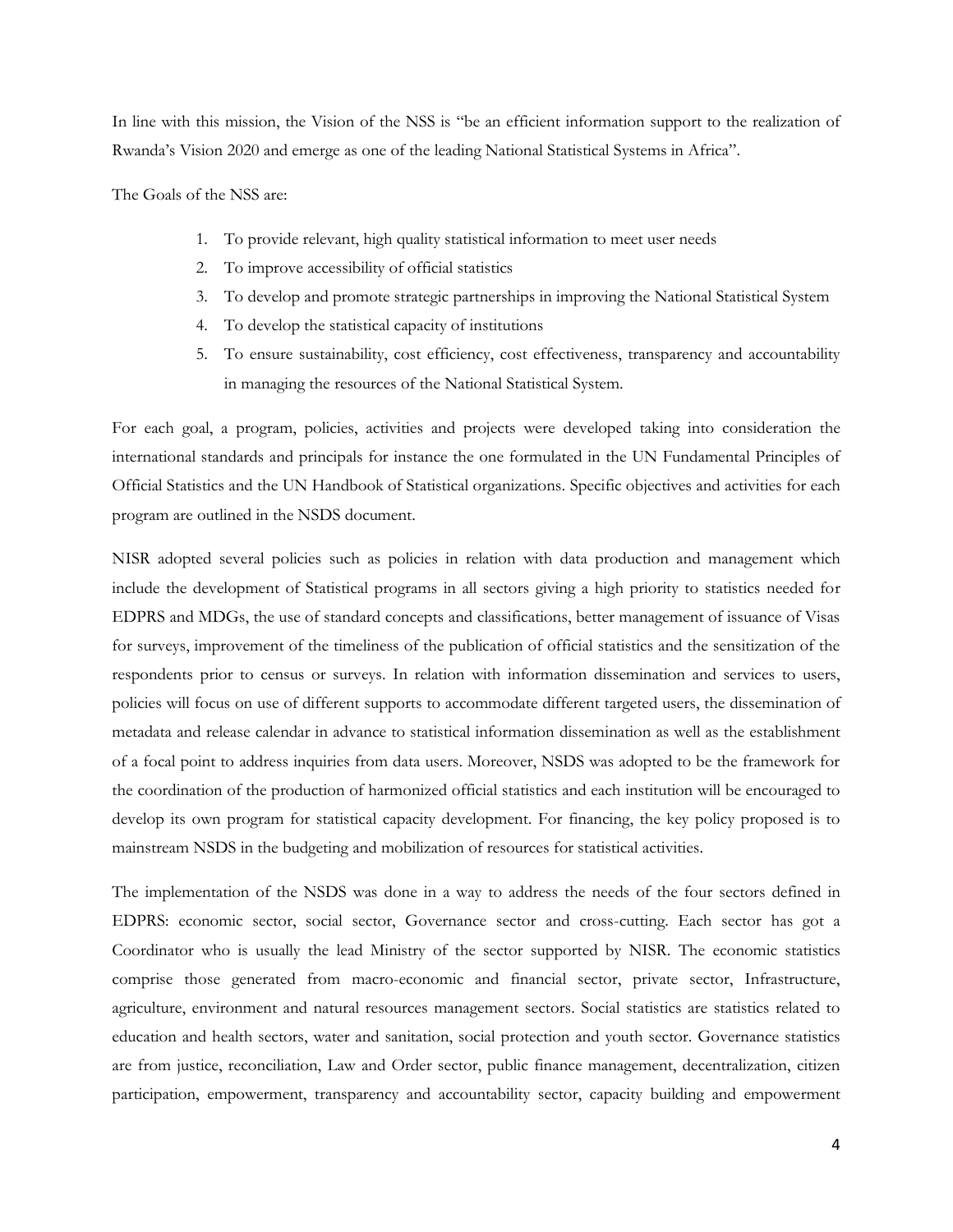In line with this mission, the Vision of the NSS is "be an efficient information support to the realization of Rwanda's Vision 2020 and emerge as one of the leading National Statistical Systems in Africa".

The Goals of the NSS are:

1. To provide relevant, high quality statistical information to meet user needs
2. To improve accessibility of official statistics
3. To develop and promote strategic partnerships in improving the National Statistical System
4. To develop the statistical capacity of institutions
5. To ensure sustainability, cost efficiency, cost effectiveness, transparency and accountability in managing the resources of the National Statistical System.

For each goal, a program, policies, activities and projects were developed taking into consideration the international standards and principals for instance the one formulated in the UN Fundamental Principles of Official Statistics and the UN Handbook of Statistical organizations. Specific objectives and activities for each program are outlined in the NSDS document.

NISR adopted several policies such as policies in relation with data production and management which include the development of Statistical programs in all sectors giving a high priority to statistics needed for EDPRS and MDGs, the use of standard concepts and classifications, better management of issuance of Visas for surveys, improvement of the timeliness of the publication of official statistics and the sensitization of the respondents prior to census or surveys. In relation with information dissemination and services to users, policies will focus on use of different supports to accommodate different targeted users, the dissemination of metadata and release calendar in advance to statistical information dissemination as well as the establishment of a focal point to address inquiries from data users. Moreover, NSDS was adopted to be the framework for the coordination of the production of harmonized official statistics and each institution will be encouraged to develop its own program for statistical capacity development. For financing, the key policy proposed is to mainstream NSDS in the budgeting and mobilization of resources for statistical activities.

The implementation of the NSDS was done in a way to address the needs of the four sectors defined in EDPRS: economic sector, social sector, Governance sector and cross-cutting. Each sector has got a Coordinator who is usually the lead Ministry of the sector supported by NISR. The economic statistics comprise those generated from macro-economic and financial sector, private sector, Infrastructure, agriculture, environment and natural resources management sectors. Social statistics are statistics related to education and health sectors, water and sanitation, social protection and youth sector. Governance statistics are from justice, reconciliation, Law and Order sector, public finance management, decentralization, citizen participation, empowerment, transparency and accountability sector, capacity building and empowerment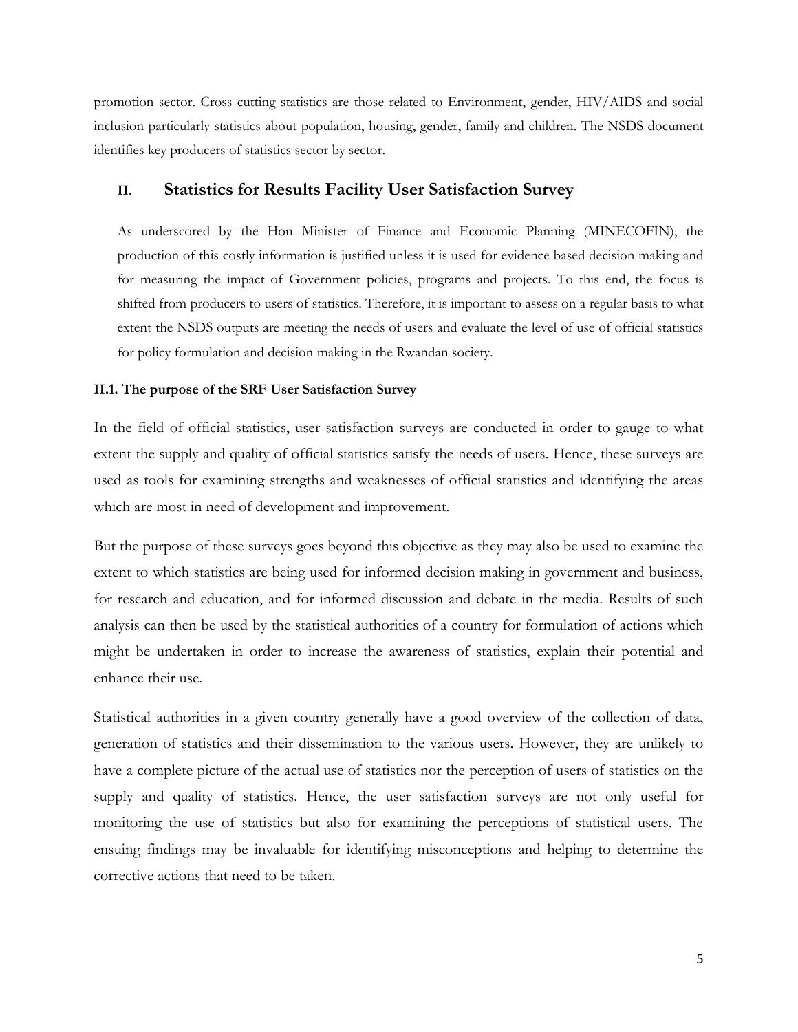promotion sector. Cross cutting statistics are those related to Environment, gender, HIV/AIDS and social inclusion particularly statistics about population, housing, gender, family and children. The NSDS document identifies key producers of statistics sector by sector.

## II. Statistics for Results Facility User Satisfaction Survey

As underscored by the Hon Minister of Finance and Economic Planning (MINECOFIN), the production of this costly information is justified unless it is used for evidence based decision making and for measuring the impact of Government policies, programs and projects. To this end, the focus is shifted from producers to users of statistics. Therefore, it is important to assess on a regular basis to what extent the NSDS outputs are meeting the needs of users and evaluate the level of use of official statistics for policy formulation and decision making in the Rwandan society.

### II.1. The purpose of the SRF User Satisfaction Survey

In the field of official statistics, user satisfaction surveys are conducted in order to gauge to what extent the supply and quality of official statistics satisfy the needs of users. Hence, these surveys are used as tools for examining strengths and weaknesses of official statistics and identifying the areas which are most in need of development and improvement.

But the purpose of these surveys goes beyond this objective as they may also be used to examine the extent to which statistics are being used for informed decision making in government and business, for research and education, and for informed discussion and debate in the media. Results of such analysis can then be used by the statistical authorities of a country for formulation of actions which might be undertaken in order to increase the awareness of statistics, explain their potential and enhance their use.

Statistical authorities in a given country generally have a good overview of the collection of data, generation of statistics and their dissemination to the various users. However, they are unlikely to have a complete picture of the actual use of statistics nor the perception of users of statistics on the supply and quality of statistics. Hence, the user satisfaction surveys are not only useful for monitoring the use of statistics but also for examining the perceptions of statistical users. The ensuing findings may be invaluable for identifying misconceptions and helping to determine the corrective actions that need to be taken.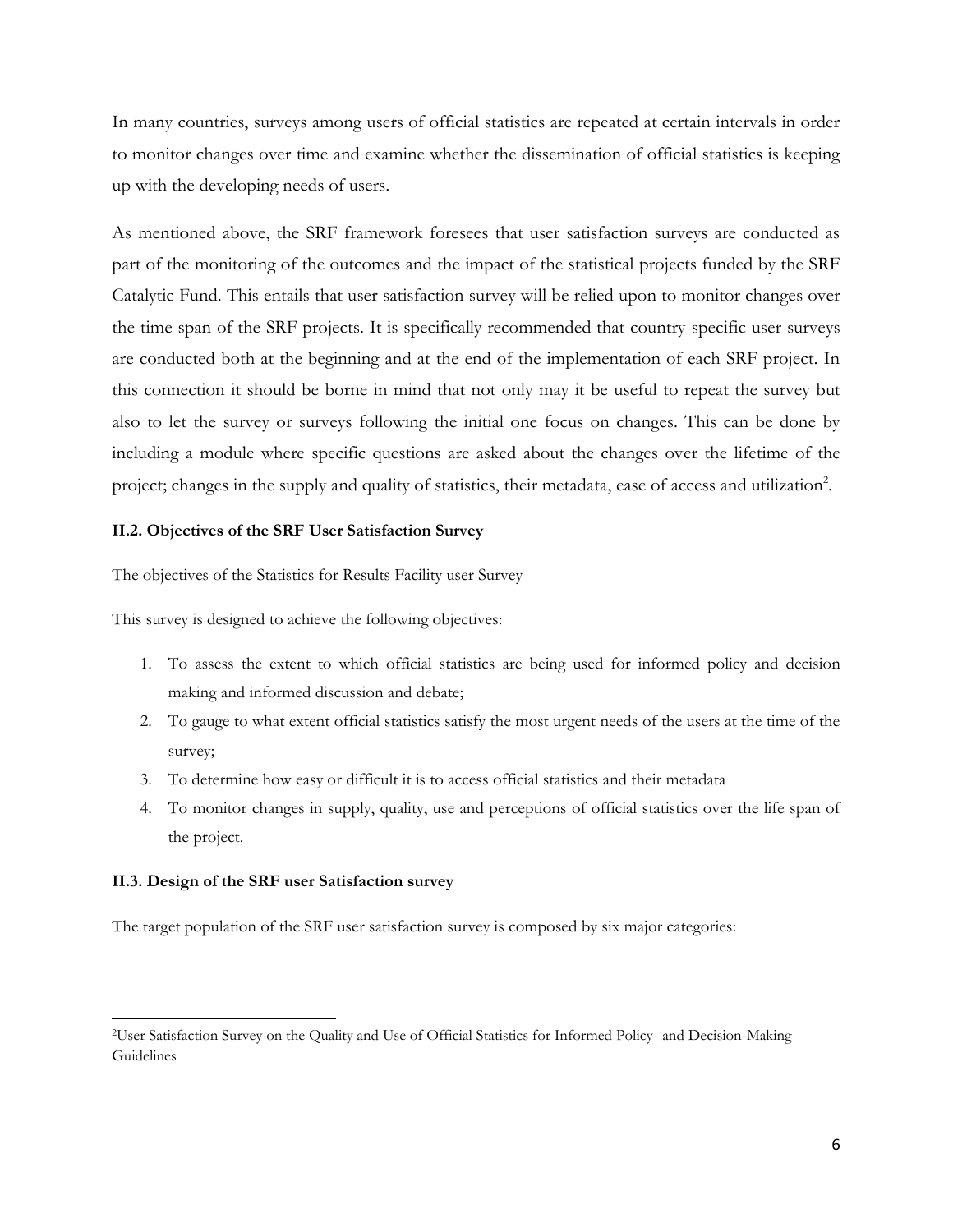In many countries, surveys among users of official statistics are repeated at certain intervals in order to monitor changes over time and examine whether the dissemination of official statistics is keeping up with the developing needs of users.

As mentioned above, the SRF framework foresees that user satisfaction surveys are conducted as part of the monitoring of the outcomes and the impact of the statistical projects funded by the SRF Catalytic Fund. This entails that user satisfaction survey will be relied upon to monitor changes over the time span of the SRF projects. It is specifically recommended that country-specific user surveys are conducted both at the beginning and at the end of the implementation of each SRF project. In this connection it should be borne in mind that not only may it be useful to repeat the survey but also to let the survey or surveys following the initial one focus on changes. This can be done by including a module where specific questions are asked about the changes over the lifetime of the project; changes in the supply and quality of statistics, their metadata, ease of access and utilization[2].

### II.2. Objectives of the SRF User Satisfaction Survey

The objectives of the Statistics for Results Facility user Survey

This survey is designed to achieve the following objectives:

1. To assess the extent to which official statistics are being used for informed policy and decision making and informed discussion and debate;
2. To gauge to what extent official statistics satisfy the most urgent needs of the users at the time of the survey;
3. To determine how easy or difficult it is to access official statistics and their metadata
4. To monitor changes in supply, quality, use and perceptions of official statistics over the life span of the project.

### II.3. Design of the SRF user Satisfaction survey

The target population of the SRF user satisfaction survey is composed by six major categories:

[2] User Satisfaction Survey on the Quality and Use of Official Statistics for Informed Policy- and Decision-Making Guidelines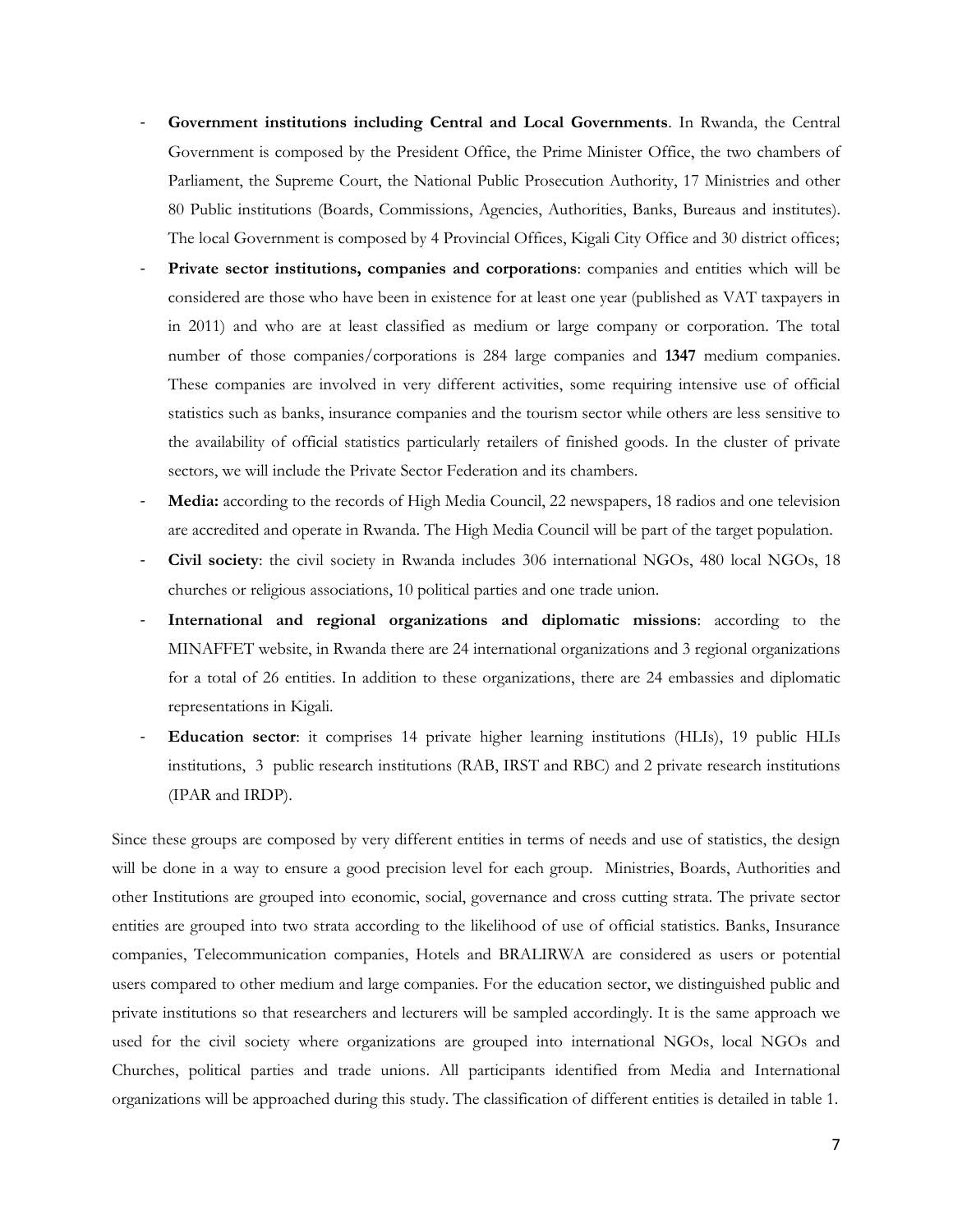- **Government institutions including Central and Local Governments**. In Rwanda, the Central Government is composed by the President Office, the Prime Minister Office, the two chambers of Parliament, the Supreme Court, the National Public Prosecution Authority, 17 Ministries and other 80 Public institutions (Boards, Commissions, Agencies, Authorities, Banks, Bureaus and institutes). The local Government is composed by 4 Provincial Offices, Kigali City Office and 30 district offices;
- **Private sector institutions, companies and corporations**: companies and entities which will be considered are those who have been in existence for at least one year (published as VAT taxpayers in in 2011) and who are at least classified as medium or large company or corporation. The total number of those companies/corporations is 284 large companies and **1347** medium companies. These companies are involved in very different activities, some requiring intensive use of official statistics such as banks, insurance companies and the tourism sector while others are less sensitive to the availability of official statistics particularly retailers of finished goods. In the cluster of private sectors, we will include the Private Sector Federation and its chambers.
- **Media:** according to the records of High Media Council, 22 newspapers, 18 radios and one television are accredited and operate in Rwanda. The High Media Council will be part of the target population.
- **Civil society**: the civil society in Rwanda includes 306 international NGOs, 480 local NGOs, 18 churches or religious associations, 10 political parties and one trade union.
- **International and regional organizations and diplomatic missions**: according to the MINAFFET website, in Rwanda there are 24 international organizations and 3 regional organizations for a total of 26 entities. In addition to these organizations, there are 24 embassies and diplomatic representations in Kigali.
- **Education sector**: it comprises 14 private higher learning institutions (HLIs), 19 public HLIs institutions, 3 public research institutions (RAB, IRST and RBC) and 2 private research institutions (IPAR and IRDP).

Since these groups are composed by very different entities in terms of needs and use of statistics, the design will be done in a way to ensure a good precision level for each group. Ministries, Boards, Authorities and other Institutions are grouped into economic, social, governance and cross cutting strata. The private sector entities are grouped into two strata according to the likelihood of use of official statistics. Banks, Insurance companies, Telecommunication companies, Hotels and BRALIRWA are considered as users or potential users compared to other medium and large companies. For the education sector, we distinguished public and private institutions so that researchers and lecturers will be sampled accordingly. It is the same approach we used for the civil society where organizations are grouped into international NGOs, local NGOs and Churches, political parties and trade unions. All participants identified from Media and International organizations will be approached during this study. The classification of different entities is detailed in table 1.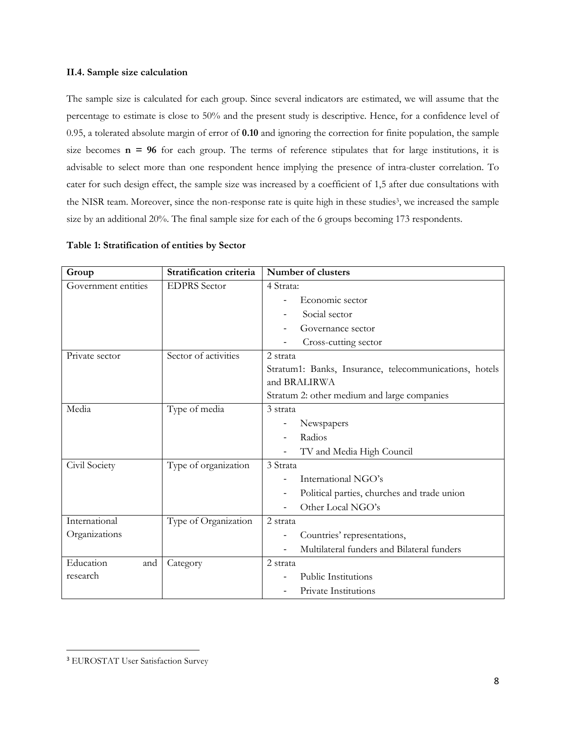### II.4. Sample size calculation

The sample size is calculated for each group. Since several indicators are estimated, we will assume that the percentage to estimate is close to 50% and the present study is descriptive. Hence, for a confidence level of 0.95, a tolerated absolute margin of error of **0.10** and ignoring the correction for finite population, the sample size becomes **n = 96** for each group. The terms of reference stipulates that for large institutions, it is advisable to select more than one respondent hence implying the presence of intra-cluster correlation. To cater for such design effect, the sample size was increased by a coefficient of 1,5 after due consultations with the NISR team. Moreover, since the non-response rate is quite high in these studies[3], we increased the sample size by an additional 20%. The final sample size for each of the 6 groups becoming 173 respondents.

**Table 1: Stratification of entities by Sector**

| Group | Stratification criteria | Number of clusters |
|---|---|---|
| Government entities | EDPRS Sector | 4 Strata:<br>- Economic sector<br>- Social sector<br>- Governance sector<br>- Cross-cutting sector |
| Private sector | Sector of activities | 2 strata<br>Stratum1: Banks, Insurance, telecommunications, hotels and BRALIRWA<br>Stratum 2: other medium and large companies |
| Media | Type of media | 3 strata<br>- Newspapers<br>- Radios<br>- TV and Media High Council |
| Civil Society | Type of organization | 3 Strata<br>- International NGO's<br>- Political parties, churches and trade union<br>- Other Local NGO's |
| International Organizations | Type of Organization | 2 strata<br>- Countries' representations,<br>- Multilateral funders and Bilateral funders |
| Education and research | Category | 2 strata<br>- Public Institutions<br>- Private Institutions |

[3] EUROSTAT User Satisfaction Survey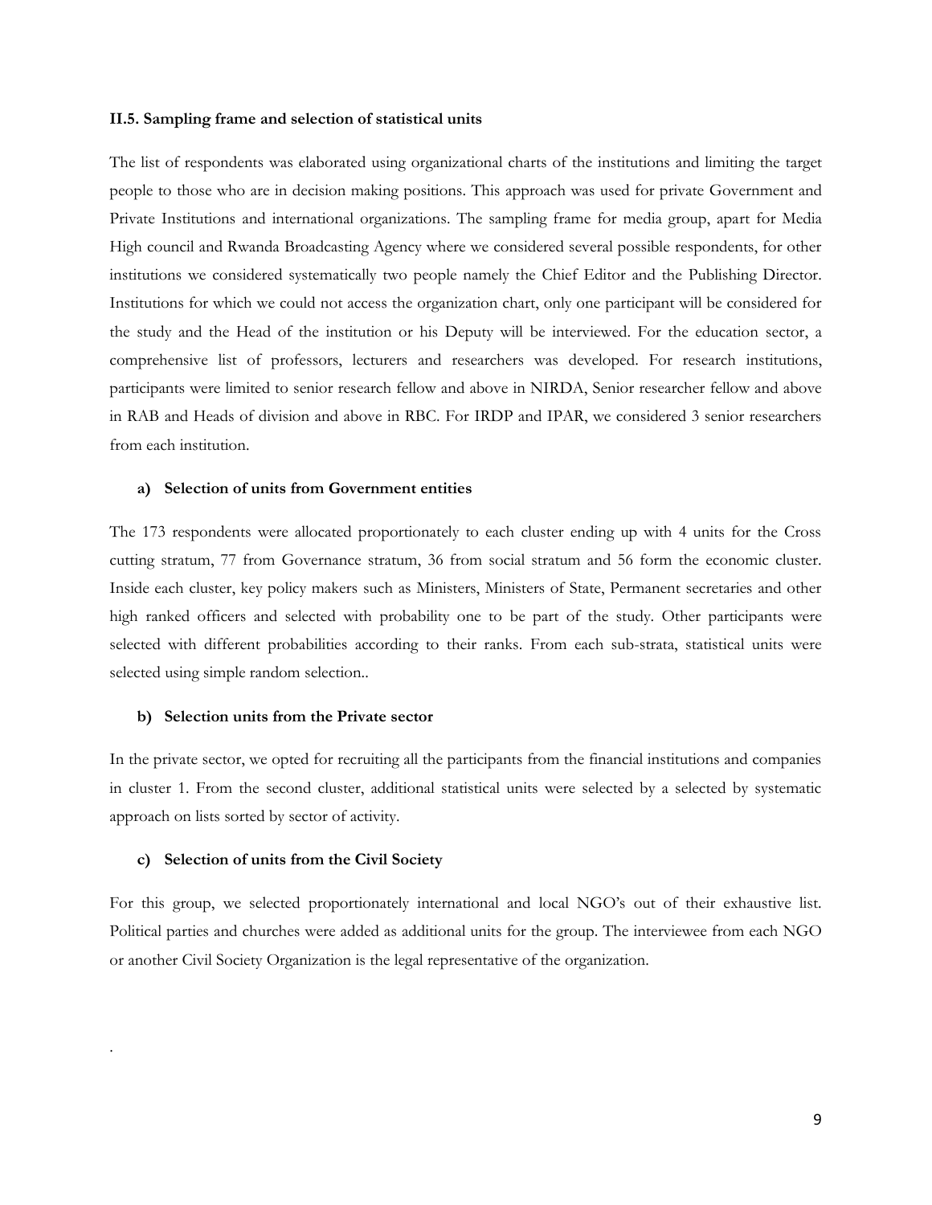**II.5. Sampling frame and selection of statistical units**

The list of respondents was elaborated using organizational charts of the institutions and limiting the target people to those who are in decision making positions. This approach was used for private Government and Private Institutions and international organizations. The sampling frame for media group, apart for Media High council and Rwanda Broadcasting Agency where we considered several possible respondents, for other institutions we considered systematically two people namely the Chief Editor and the Publishing Director. Institutions for which we could not access the organization chart, only one participant will be considered for the study and the Head of the institution or his Deputy will be interviewed. For the education sector, a comprehensive list of professors, lecturers and researchers was developed. For research institutions, participants were limited to senior research fellow and above in NIRDA, Senior researcher fellow and above in RAB and Heads of division and above in RBC. For IRDP and IPAR, we considered 3 senior researchers from each institution.

**a) Selection of units from Government entities**

The 173 respondents were allocated proportionately to each cluster ending up with 4 units for the Cross cutting stratum, 77 from Governance stratum, 36 from social stratum and 56 form the economic cluster. Inside each cluster, key policy makers such as Ministers, Ministers of State, Permanent secretaries and other high ranked officers and selected with probability one to be part of the study. Other participants were selected with different probabilities according to their ranks. From each sub-strata, statistical units were selected using simple random selection..

**b) Selection units from the Private sector**

In the private sector, we opted for recruiting all the participants from the financial institutions and companies in cluster 1. From the second cluster, additional statistical units were selected by a selected by systematic approach on lists sorted by sector of activity.

**c) Selection of units from the Civil Society**

For this group, we selected proportionately international and local NGO's out of their exhaustive list. Political parties and churches were added as additional units for the group. The interviewee from each NGO or another Civil Society Organization is the legal representative of the organization.

.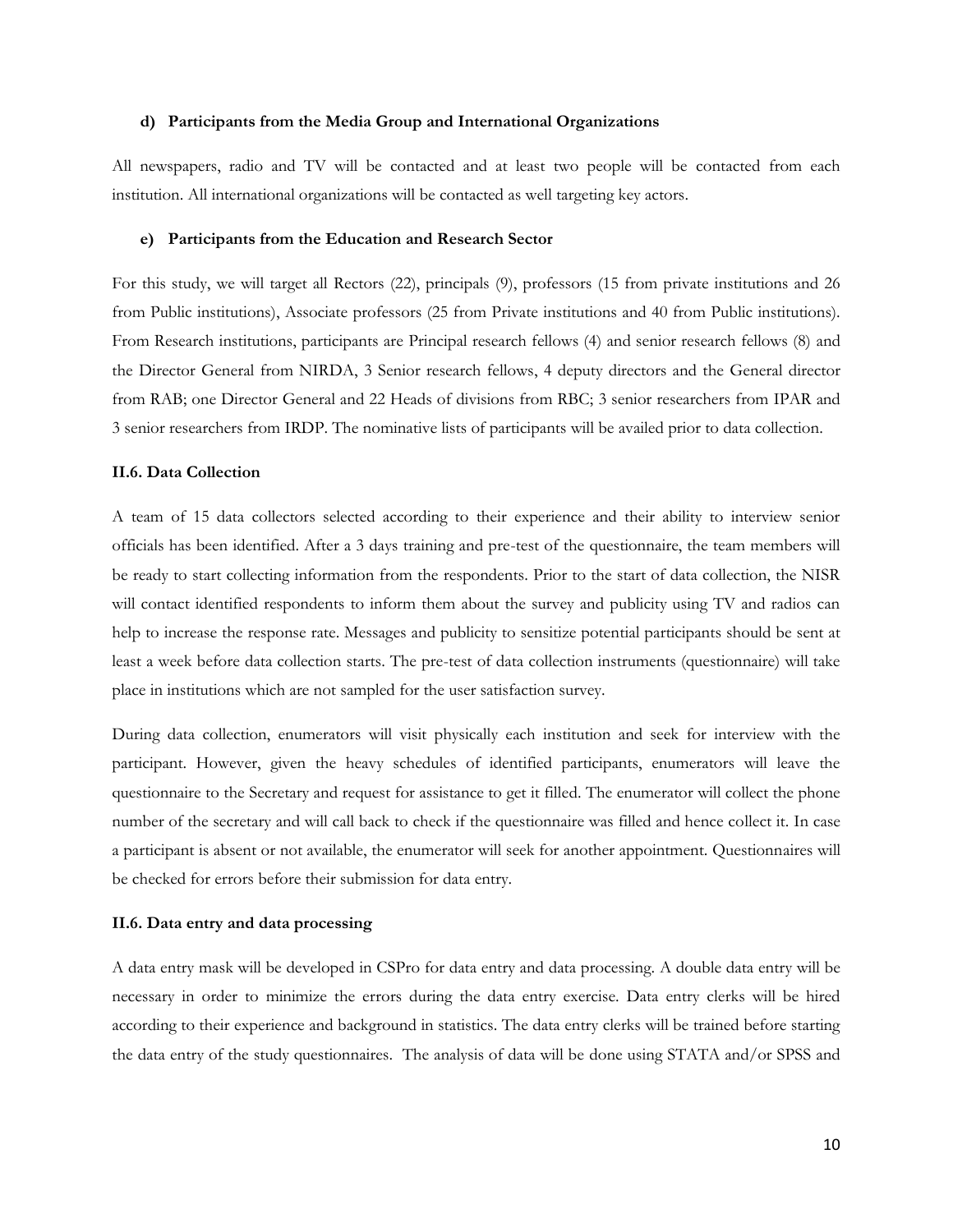#### d) Participants from the Media Group and International Organizations

All newspapers, radio and TV will be contacted and at least two people will be contacted from each institution. All international organizations will be contacted as well targeting key actors.

#### e) Participants from the Education and Research Sector

For this study, we will target all Rectors (22), principals (9), professors (15 from private institutions and 26 from Public institutions), Associate professors (25 from Private institutions and 40 from Public institutions). From Research institutions, participants are Principal research fellows (4) and senior research fellows (8) and the Director General from NIRDA, 3 Senior research fellows, 4 deputy directors and the General director from RAB; one Director General and 22 Heads of divisions from RBC; 3 senior researchers from IPAR and 3 senior researchers from IRDP. The nominative lists of participants will be availed prior to data collection.

### II.6. Data Collection

A team of 15 data collectors selected according to their experience and their ability to interview senior officials has been identified. After a 3 days training and pre-test of the questionnaire, the team members will be ready to start collecting information from the respondents. Prior to the start of data collection, the NISR will contact identified respondents to inform them about the survey and publicity using TV and radios can help to increase the response rate. Messages and publicity to sensitize potential participants should be sent at least a week before data collection starts. The pre-test of data collection instruments (questionnaire) will take place in institutions which are not sampled for the user satisfaction survey.

During data collection, enumerators will visit physically each institution and seek for interview with the participant. However, given the heavy schedules of identified participants, enumerators will leave the questionnaire to the Secretary and request for assistance to get it filled. The enumerator will collect the phone number of the secretary and will call back to check if the questionnaire was filled and hence collect it. In case a participant is absent or not available, the enumerator will seek for another appointment. Questionnaires will be checked for errors before their submission for data entry.

### II.6. Data entry and data processing

A data entry mask will be developed in CSPro for data entry and data processing. A double data entry will be necessary in order to minimize the errors during the data entry exercise. Data entry clerks will be hired according to their experience and background in statistics. The data entry clerks will be trained before starting the data entry of the study questionnaires. The analysis of data will be done using STATA and/or SPSS and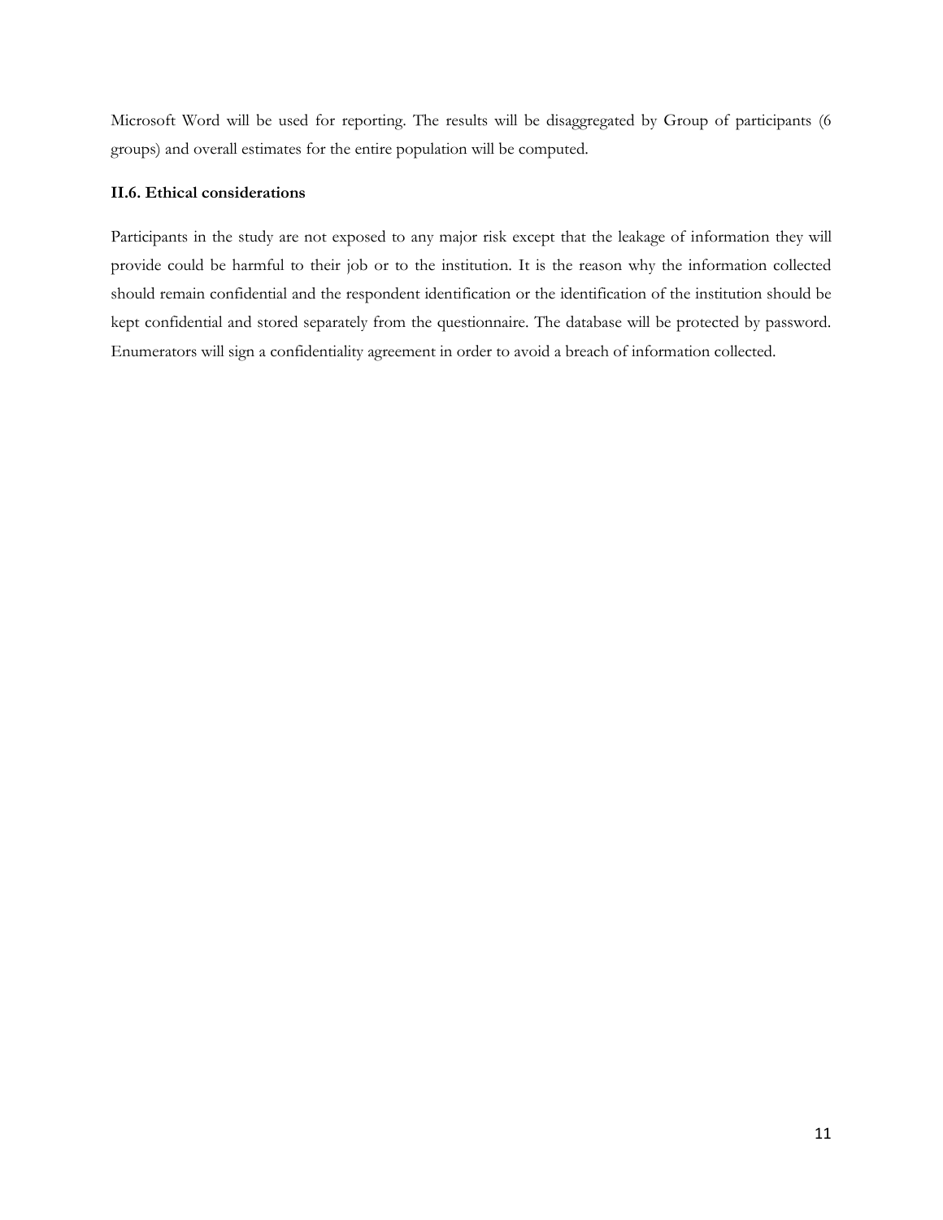Microsoft Word will be used for reporting. The results will be disaggregated by Group of participants (6 groups) and overall estimates for the entire population will be computed.

### II.6. Ethical considerations

Participants in the study are not exposed to any major risk except that the leakage of information they will provide could be harmful to their job or to the institution. It is the reason why the information collected should remain confidential and the respondent identification or the identification of the institution should be kept confidential and stored separately from the questionnaire. The database will be protected by password. Enumerators will sign a confidentiality agreement in order to avoid a breach of information collected.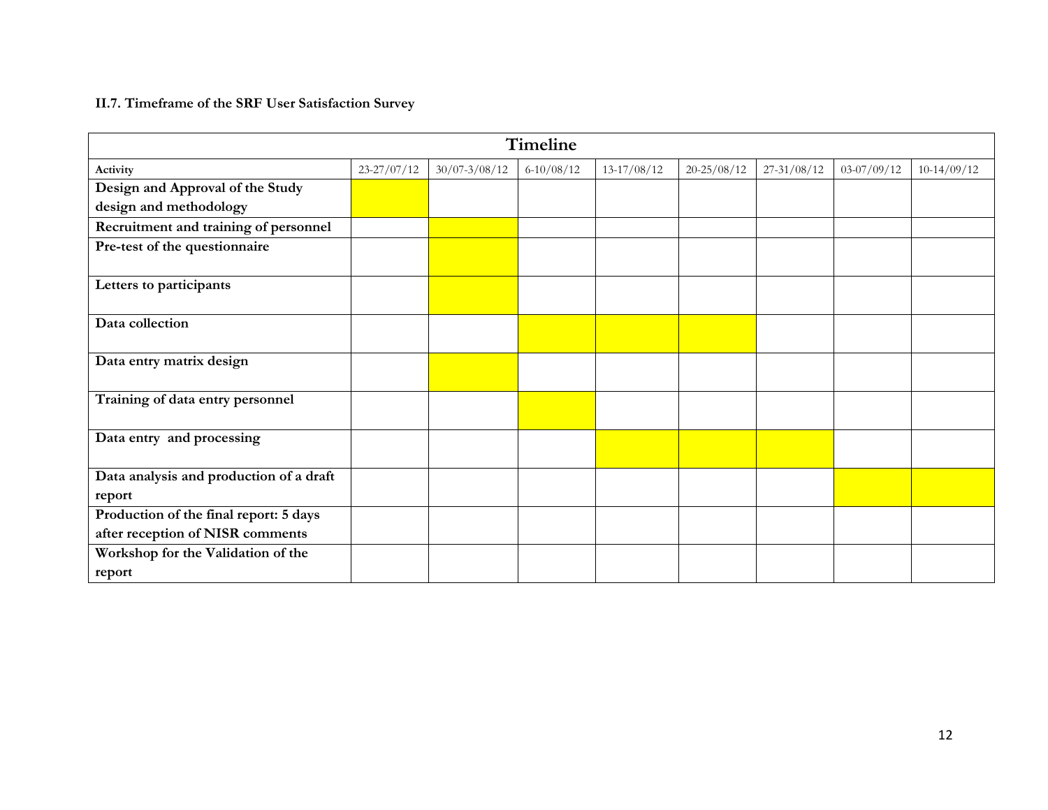**II.7. Timeframe of the SRF User Satisfaction Survey**

| Timeline | | | | | | | | |
|---|---|---|---|---|---|---|---|---|
| Activity | 23-27/07/12 | 30/07-3/08/12 | 6-10/08/12 | 13-17/08/12 | 20-25/08/12 | 27-31/08/12 | 03-07/09/12 | 10-14/09/12 |
| **Design and Approval of the Study design and methodology** | | | | | | | | |
| **Recruitment and training of personnel** | | | | | | | | |
| **Pre-test of the questionnaire** | | | | | | | | |
| **Letters to participants** | | | | | | | | |
| **Data collection** | | | | | | | | |
| **Data entry matrix design** | | | | | | | | |
| **Training of data entry personnel** | | | | | | | | |
| **Data entry and processing** | | | | | | | | |
| **Data analysis and production of a draft report** | | | | | | | | |
| **Production of the final report: 5 days after reception of NISR comments** | | | | | | | | |
| **Workshop for the Validation of the report** | | | | | | | | |